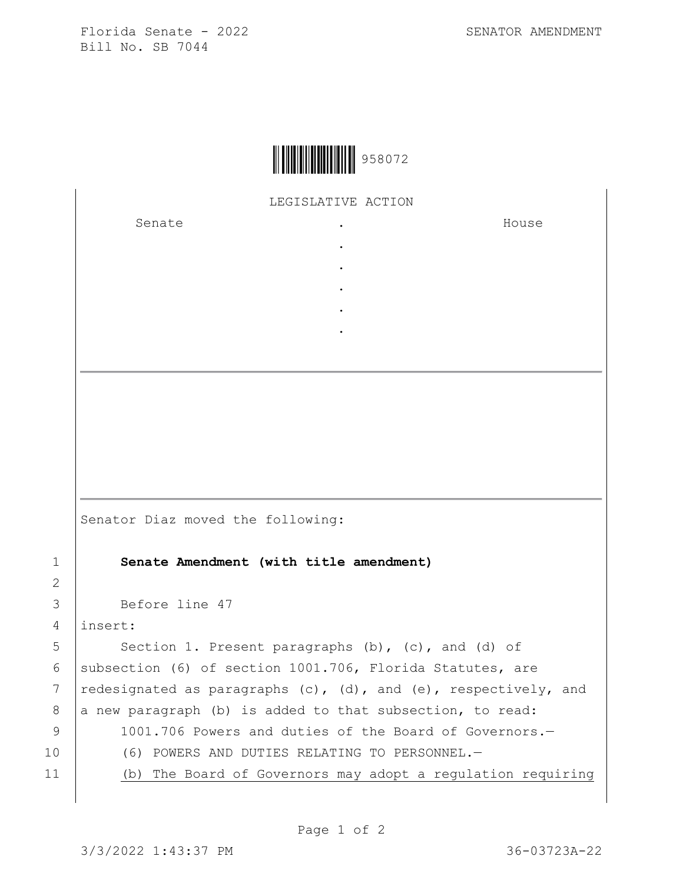Florida Senate - 2022
Bill No. SB 7044

SENATOR AMENDMENT

958072

LEGISLATIVE ACTION

| Senate | . | House |
| --- | --- | --- |
| | . | |
| | . | |
| | . | |
| | . | |
| | . | |

---

---

Senator Diaz moved the following:

1 **Senate Amendment (with title amendment)**

2

3 Before line 47

4 insert:

5 Section 1. Present paragraphs (b), (c), and (d) of

6 subsection (6) of section 1001.706, Florida Statutes, are

7 redesignated as paragraphs (c), (d), and (e), respectively, and

8 a new paragraph (b) is added to that subsection, to read:

9 1001.706 Powers and duties of the Board of Governors.—

10 (6) POWERS AND DUTIES RELATING TO PERSONNEL.—

11 <u>(b) The Board of Governors may adopt a regulation requiring</u>

3/3/2022 1:43:37 PM 36-03723A-22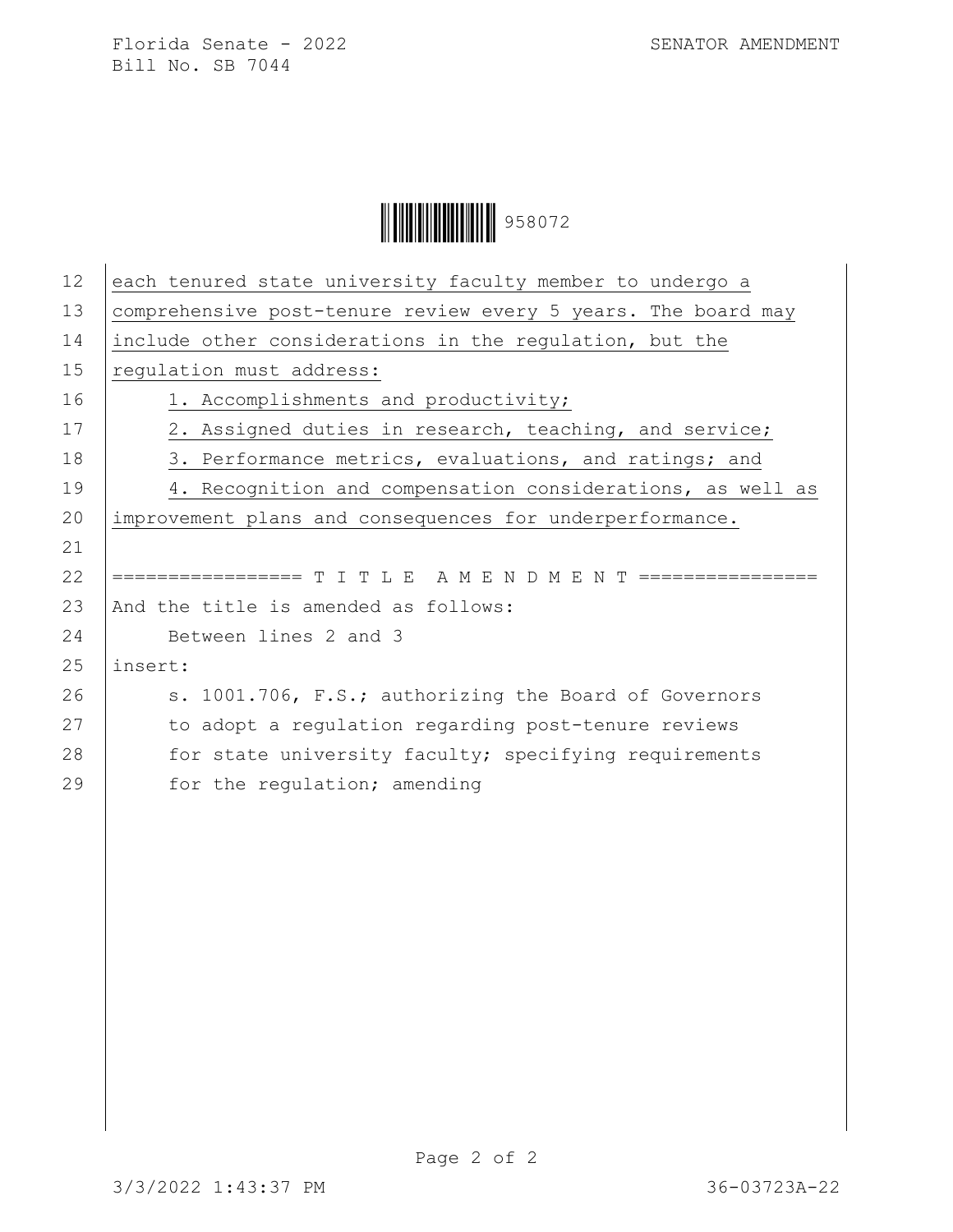each tenured state university faculty member to undergo a comprehensive post-tenure review every 5 years. The board may include other considerations in the regulation, but the regulation must address:

1. Accomplishments and productivity;
2. Assigned duties in research, teaching, and service;
3. Performance metrics, evaluations, and ratings; and
4. Recognition and compensation considerations, as well as improvement plans and consequences for underperformance.

================= T I T L E A M E N D M E N T ================

And the title is amended as follows:

Between lines 2 and 3

insert:

s. 1001.706, F.S.; authorizing the Board of Governors to adopt a regulation regarding post-tenure reviews for state university faculty; specifying requirements for the regulation; amending